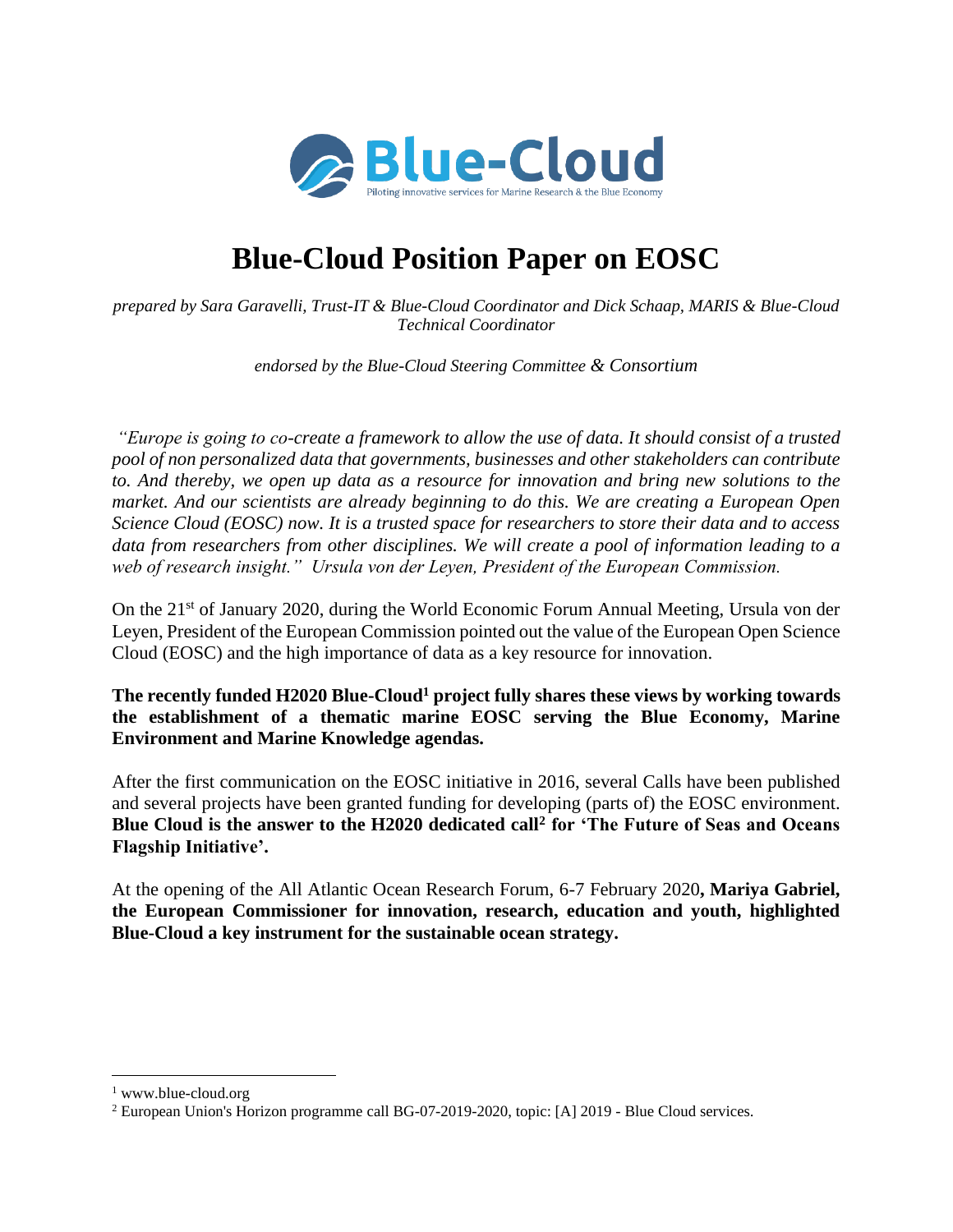Blue-Cloud

Piloting innovative services for Marine Research & the Blue Economy

# Blue-Cloud Position Paper on EOSC

*prepared by Sara Garavelli, Trust-IT & Blue-Cloud Coordinator and Dick Schaap, MARIS & Blue-Cloud Technical Coordinator*

*endorsed by the Blue-Cloud Steering Committee & Consortium*

*"Europe is going to co-create a framework to allow the use of data. It should consist of a trusted pool of non personalized data that governments, businesses and other stakeholders can contribute to. And thereby, we open up data as a resource for innovation and bring new solutions to the market. And our scientists are already beginning to do this. We are creating a European Open Science Cloud (EOSC) now. It is a trusted space for researchers to store their data and to access data from researchers from other disciplines. We will create a pool of information leading to a web of research insight." Ursula von der Leyen, President of the European Commission.*

On the 21st of January 2020, during the World Economic Forum Annual Meeting, Ursula von der Leyen, President of the European Commission pointed out the value of the European Open Science Cloud (EOSC) and the high importance of data as a key resource for innovation.

**The recently funded H2020 Blue-Cloud[1] project fully shares these views by working towards the establishment of a thematic marine EOSC serving the Blue Economy, Marine Environment and Marine Knowledge agendas.**

After the first communication on the EOSC initiative in 2016, several Calls have been published and several projects have been granted funding for developing (parts of) the EOSC environment. **Blue Cloud is the answer to the H2020 dedicated call[2] for 'The Future of Seas and Oceans Flagship Initiative'.**

At the opening of the All Atlantic Ocean Research Forum, 6-7 February 2020**, Mariya Gabriel, the European Commissioner for innovation, research, education and youth, highlighted Blue-Cloud a key instrument for the sustainable ocean strategy.**

---

[1] www.blue-cloud.org

[2] European Union's Horizon programme call BG-07-2019-2020, topic: [A] 2019 - Blue Cloud services.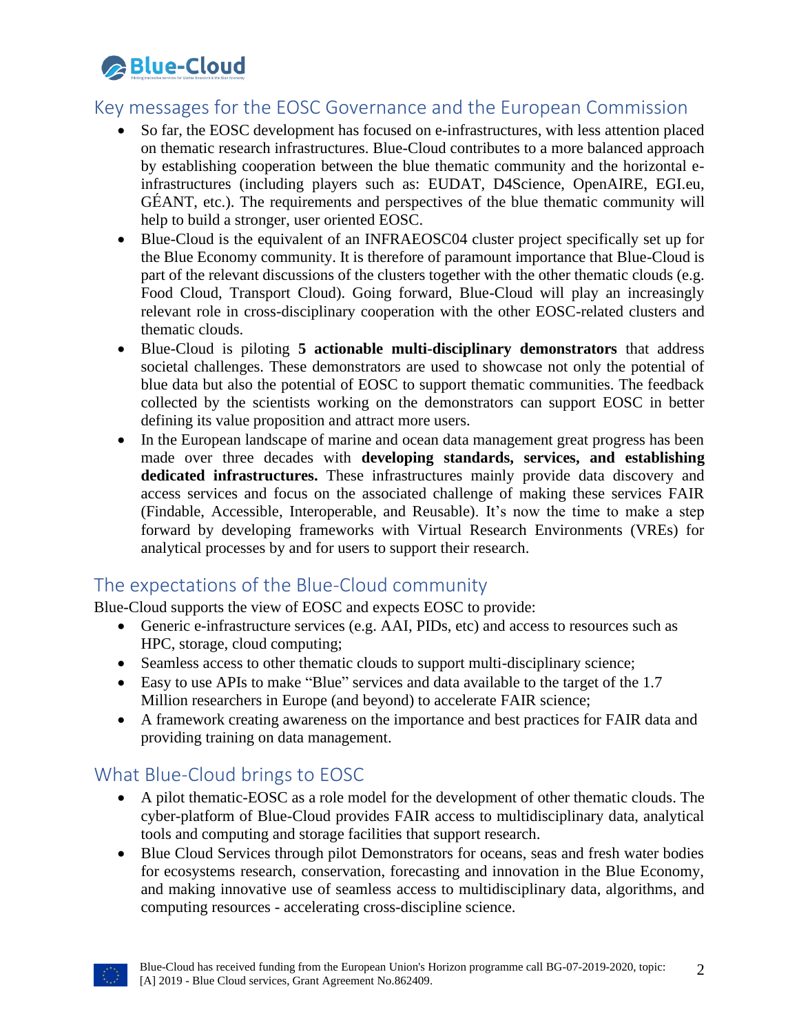## Key messages for the EOSC Governance and the European Commission

- So far, the EOSC development has focused on e-infrastructures, with less attention placed on thematic research infrastructures. Blue-Cloud contributes to a more balanced approach by establishing cooperation between the blue thematic community and the horizontal e-infrastructures (including players such as: EUDAT, D4Science, OpenAIRE, EGI.eu, GÉANT, etc.). The requirements and perspectives of the blue thematic community will help to build a stronger, user oriented EOSC.
- Blue-Cloud is the equivalent of an INFRAEOSC04 cluster project specifically set up for the Blue Economy community. It is therefore of paramount importance that Blue-Cloud is part of the relevant discussions of the clusters together with the other thematic clouds (e.g. Food Cloud, Transport Cloud). Going forward, Blue-Cloud will play an increasingly relevant role in cross-disciplinary cooperation with the other EOSC-related clusters and thematic clouds.
- Blue-Cloud is piloting **5 actionable multi-disciplinary demonstrators** that address societal challenges. These demonstrators are used to showcase not only the potential of blue data but also the potential of EOSC to support thematic communities. The feedback collected by the scientists working on the demonstrators can support EOSC in better defining its value proposition and attract more users.
- In the European landscape of marine and ocean data management great progress has been made over three decades with **developing standards, services, and establishing dedicated infrastructures.** These infrastructures mainly provide data discovery and access services and focus on the associated challenge of making these services FAIR (Findable, Accessible, Interoperable, and Reusable). It's now the time to make a step forward by developing frameworks with Virtual Research Environments (VREs) for analytical processes by and for users to support their research.

## The expectations of the Blue-Cloud community

Blue-Cloud supports the view of EOSC and expects EOSC to provide:

- Generic e-infrastructure services (e.g. AAI, PIDs, etc) and access to resources such as HPC, storage, cloud computing;
- Seamless access to other thematic clouds to support multi-disciplinary science;
- Easy to use APIs to make "Blue" services and data available to the target of the 1.7 Million researchers in Europe (and beyond) to accelerate FAIR science;
- A framework creating awareness on the importance and best practices for FAIR data and providing training on data management.

## What Blue-Cloud brings to EOSC

- A pilot thematic-EOSC as a role model for the development of other thematic clouds. The cyber-platform of Blue-Cloud provides FAIR access to multidisciplinary data, analytical tools and computing and storage facilities that support research.
- Blue Cloud Services through pilot Demonstrators for oceans, seas and fresh water bodies for ecosystems research, conservation, forecasting and innovation in the Blue Economy, and making innovative use of seamless access to multidisciplinary data, algorithms, and computing resources - accelerating cross-discipline science.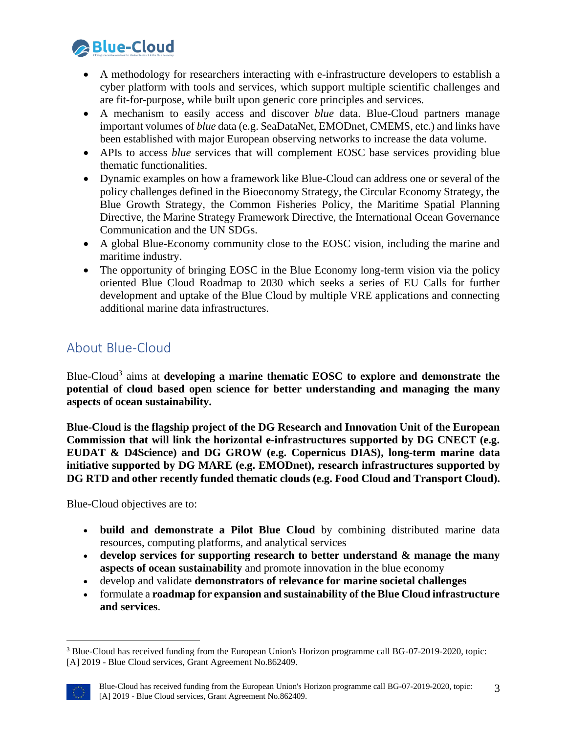- A methodology for researchers interacting with e-infrastructure developers to establish a cyber platform with tools and services, which support multiple scientific challenges and are fit-for-purpose, while built upon generic core principles and services.
- A mechanism to easily access and discover *blue* data. Blue-Cloud partners manage important volumes of *blue* data (e.g. SeaDataNet, EMODnet, CMEMS, etc.) and links have been established with major European observing networks to increase the data volume.
- APIs to access *blue* services that will complement EOSC base services providing blue thematic functionalities.
- Dynamic examples on how a framework like Blue-Cloud can address one or several of the policy challenges defined in the Bioeconomy Strategy, the Circular Economy Strategy, the Blue Growth Strategy, the Common Fisheries Policy, the Maritime Spatial Planning Directive, the Marine Strategy Framework Directive, the International Ocean Governance Communication and the UN SDGs.
- A global Blue-Economy community close to the EOSC vision, including the marine and maritime industry.
- The opportunity of bringing EOSC in the Blue Economy long-term vision via the policy oriented Blue Cloud Roadmap to 2030 which seeks a series of EU Calls for further development and uptake of the Blue Cloud by multiple VRE applications and connecting additional marine data infrastructures.

## About Blue-Cloud

Blue-Cloud[3] aims at **developing a marine thematic EOSC to explore and demonstrate the potential of cloud based open science for better understanding and managing the many aspects of ocean sustainability.**

**Blue-Cloud is the flagship project of the DG Research and Innovation Unit of the European Commission that will link the horizontal e-infrastructures supported by DG CNECT (e.g. EUDAT & D4Science) and DG GROW (e.g. Copernicus DIAS), long-term marine data initiative supported by DG MARE (e.g. EMODnet), research infrastructures supported by DG RTD and other recently funded thematic clouds (e.g. Food Cloud and Transport Cloud).**

Blue-Cloud objectives are to:

- **build and demonstrate a Pilot Blue Cloud** by combining distributed marine data resources, computing platforms, and analytical services
- **develop services for supporting research to better understand & manage the many aspects of ocean sustainability** and promote innovation in the blue economy
- develop and validate **demonstrators of relevance for marine societal challenges**
- formulate a **roadmap for expansion and sustainability of the Blue Cloud infrastructure and services**.

[3] Blue-Cloud has received funding from the European Union's Horizon programme call BG-07-2019-2020, topic: [A] 2019 - Blue Cloud services, Grant Agreement No.862409.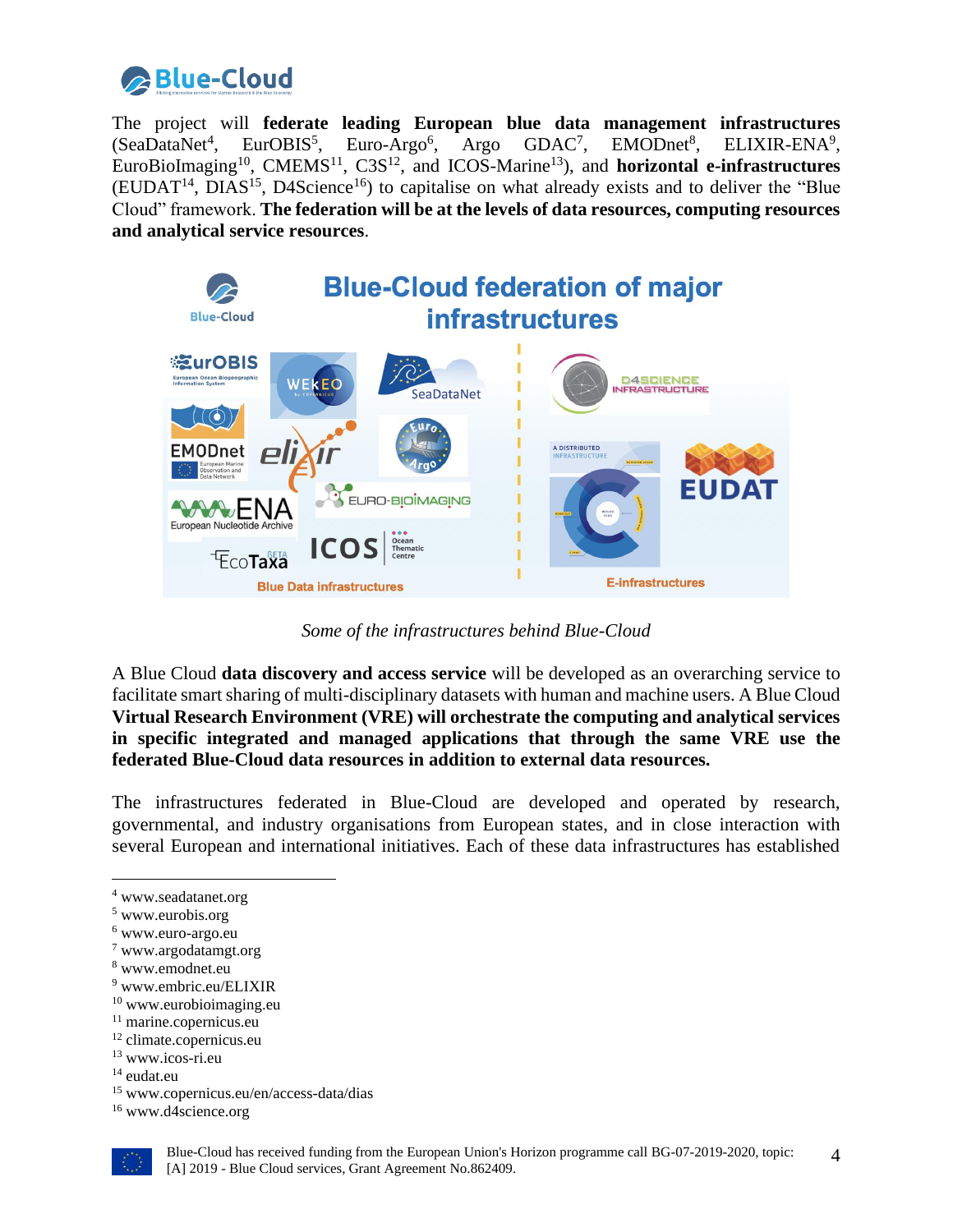The project will **federate leading European blue data management infrastructures** (SeaDataNet[4], EurOBIS[5], Euro-Argo[6], Argo GDAC[7], EMODnet[8], ELIXIR-ENA[9], EuroBioImaging[10], CMEMS[11], C3S[12], and ICOS-Marine[13]), and **horizontal e-infrastructures** (EUDAT[14], DIAS[15], D4Science[16]) to capitalise on what already exists and to deliver the "Blue Cloud" framework. **The federation will be at the levels of data resources, computing resources and analytical service resources**.

*Some of the infrastructures behind Blue-Cloud*

A Blue Cloud **data discovery and access service** will be developed as an overarching service to facilitate smart sharing of multi-disciplinary datasets with human and machine users. A Blue Cloud **Virtual Research Environment (VRE) will orchestrate the computing and analytical services in specific integrated and managed applications that through the same VRE use the federated Blue-Cloud data resources in addition to external data resources.**

The infrastructures federated in Blue-Cloud are developed and operated by research, governmental, and industry organisations from European states, and in close interaction with several European and international initiatives. Each of these data infrastructures has established

---

[4] www.seadatanet.org
[5] www.eurobis.org
[6] www.euro-argo.eu
[7] www.argodatamgt.org
[8] www.emodnet.eu
[9] www.embric.eu/ELIXIR
[10] www.eurobioimaging.eu
[11] marine.copernicus.eu
[12] climate.copernicus.eu
[13] www.icos-ri.eu
[14] eudat.eu
[15] www.copernicus.eu/en/access-data/dias
[16] www.d4science.org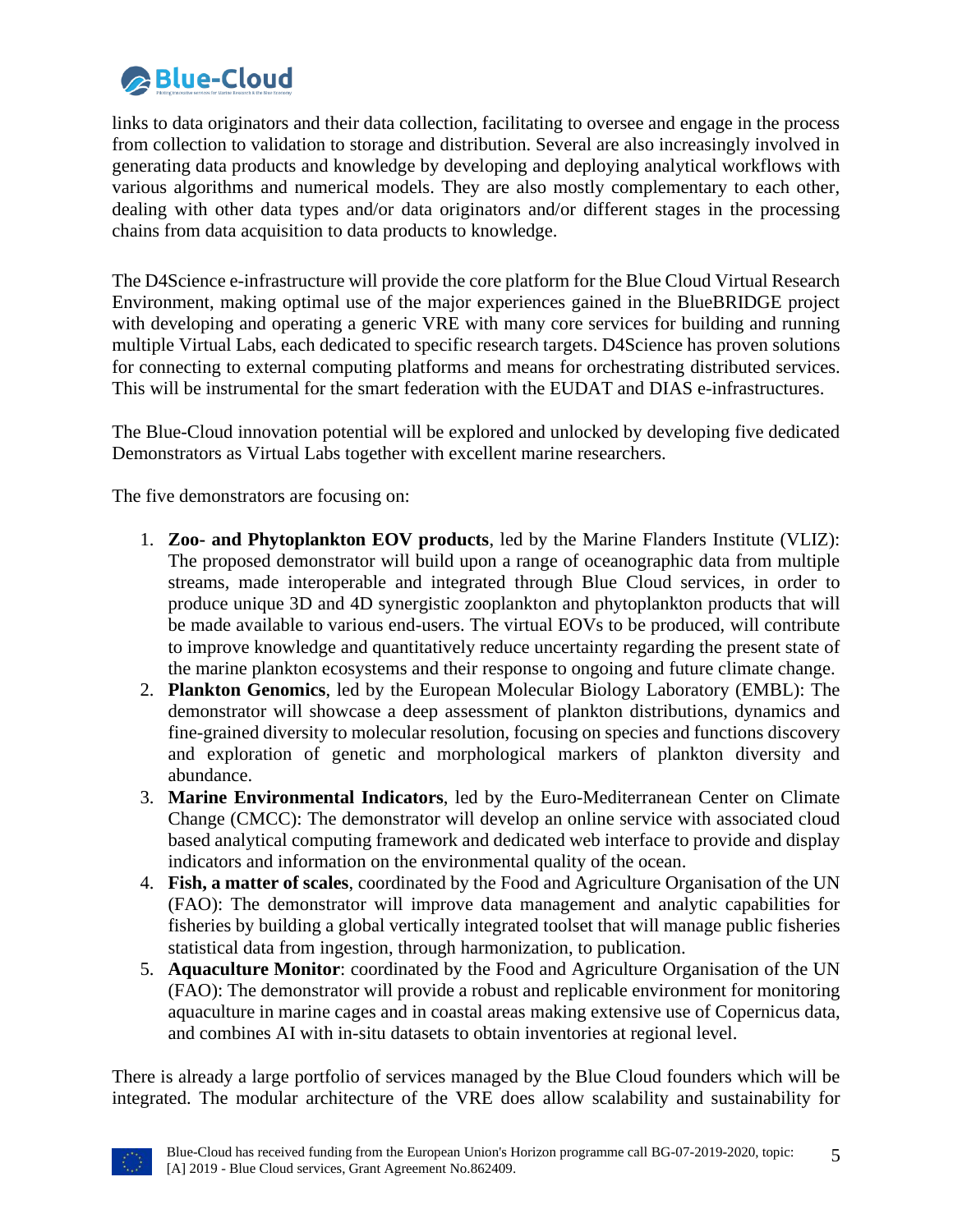links to data originators and their data collection, facilitating to oversee and engage in the process from collection to validation to storage and distribution. Several are also increasingly involved in generating data products and knowledge by developing and deploying analytical workflows with various algorithms and numerical models. They are also mostly complementary to each other, dealing with other data types and/or data originators and/or different stages in the processing chains from data acquisition to data products to knowledge.

The D4Science e-infrastructure will provide the core platform for the Blue Cloud Virtual Research Environment, making optimal use of the major experiences gained in the BlueBRIDGE project with developing and operating a generic VRE with many core services for building and running multiple Virtual Labs, each dedicated to specific research targets. D4Science has proven solutions for connecting to external computing platforms and means for orchestrating distributed services. This will be instrumental for the smart federation with the EUDAT and DIAS e-infrastructures.

The Blue-Cloud innovation potential will be explored and unlocked by developing five dedicated Demonstrators as Virtual Labs together with excellent marine researchers.

The five demonstrators are focusing on:

1. **Zoo- and Phytoplankton EOV products**, led by the Marine Flanders Institute (VLIZ): The proposed demonstrator will build upon a range of oceanographic data from multiple streams, made interoperable and integrated through Blue Cloud services, in order to produce unique 3D and 4D synergistic zooplankton and phytoplankton products that will be made available to various end-users. The virtual EOVs to be produced, will contribute to improve knowledge and quantitatively reduce uncertainty regarding the present state of the marine plankton ecosystems and their response to ongoing and future climate change.
2. **Plankton Genomics**, led by the European Molecular Biology Laboratory (EMBL): The demonstrator will showcase a deep assessment of plankton distributions, dynamics and fine-grained diversity to molecular resolution, focusing on species and functions discovery and exploration of genetic and morphological markers of plankton diversity and abundance.
3. **Marine Environmental Indicators**, led by the Euro-Mediterranean Center on Climate Change (CMCC): The demonstrator will develop an online service with associated cloud based analytical computing framework and dedicated web interface to provide and display indicators and information on the environmental quality of the ocean.
4. **Fish, a matter of scales**, coordinated by the Food and Agriculture Organisation of the UN (FAO): The demonstrator will improve data management and analytic capabilities for fisheries by building a global vertically integrated toolset that will manage public fisheries statistical data from ingestion, through harmonization, to publication.
5. **Aquaculture Monitor**: coordinated by the Food and Agriculture Organisation of the UN (FAO): The demonstrator will provide a robust and replicable environment for monitoring aquaculture in marine cages and in coastal areas making extensive use of Copernicus data, and combines AI with in-situ datasets to obtain inventories at regional level.

There is already a large portfolio of services managed by the Blue Cloud founders which will be integrated. The modular architecture of the VRE does allow scalability and sustainability for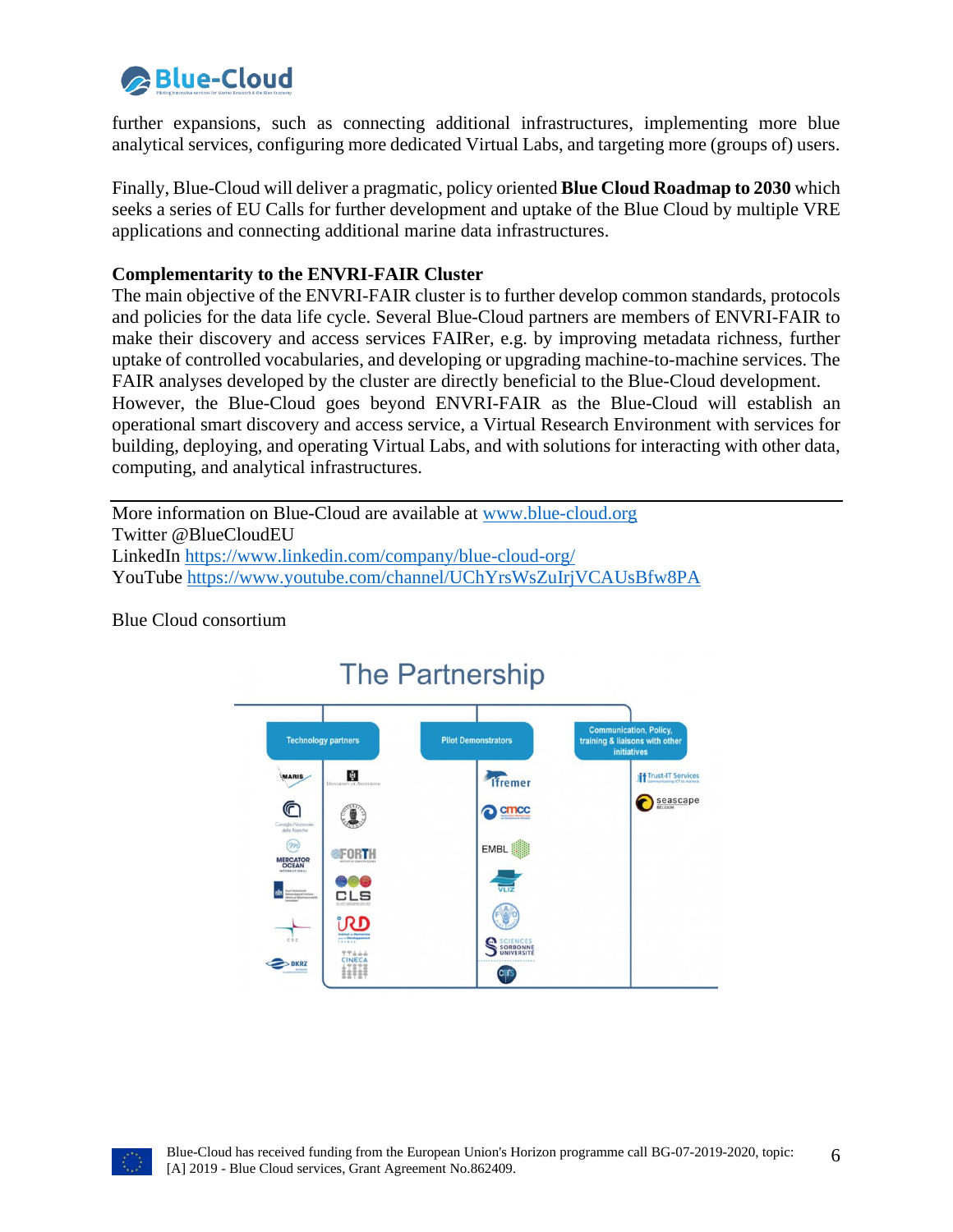further expansions, such as connecting additional infrastructures, implementing more blue analytical services, configuring more dedicated Virtual Labs, and targeting more (groups of) users.

Finally, Blue-Cloud will deliver a pragmatic, policy oriented **Blue Cloud Roadmap to 2030** which seeks a series of EU Calls for further development and uptake of the Blue Cloud by multiple VRE applications and connecting additional marine data infrastructures.

**Complementarity to the ENVRI-FAIR Cluster**

The main objective of the ENVRI-FAIR cluster is to further develop common standards, protocols and policies for the data life cycle. Several Blue-Cloud partners are members of ENVRI-FAIR to make their discovery and access services FAIRer, e.g. by improving metadata richness, further uptake of controlled vocabularies, and developing or upgrading machine-to-machine services. The FAIR analyses developed by the cluster are directly beneficial to the Blue-Cloud development. However, the Blue-Cloud goes beyond ENVRI-FAIR as the Blue-Cloud will establish an operational smart discovery and access service, a Virtual Research Environment with services for building, deploying, and operating Virtual Labs, and with solutions for interacting with other data, computing, and analytical infrastructures.

---

More information on Blue-Cloud are available at [www.blue-cloud.org](www.blue-cloud.org)
Twitter @BlueCloudEU
LinkedIn [https://www.linkedin.com/company/blue-cloud-org/](https://www.linkedin.com/company/blue-cloud-org/)
YouTube [https://www.youtube.com/channel/UChYrsWsZuIrjVCAUsBfw8PA](https://www.youtube.com/channel/UChYrsWsZuIrjVCAUsBfw8PA)

Blue Cloud consortium

The Partnership

Technology partners

Pilot Demonstrators

Communication, Policy, training & liaisons with other initiatives

MARIS
University of Amsterdam
Consiglio Nazionale delle Ricerche
Mercator Ocean International
FORTH
CLS
IRD
CSC
CINECA
DKRZ
Ifremer
CMCC
EMBL
VLIZ
FAO
Sciences Sorbonne Université
CNRS
Trust-IT Services
seascape Belgium

Blue-Cloud has received funding from the European Union's Horizon programme call BG-07-2019-2020, topic: [A] 2019 - Blue Cloud services, Grant Agreement No.862409.